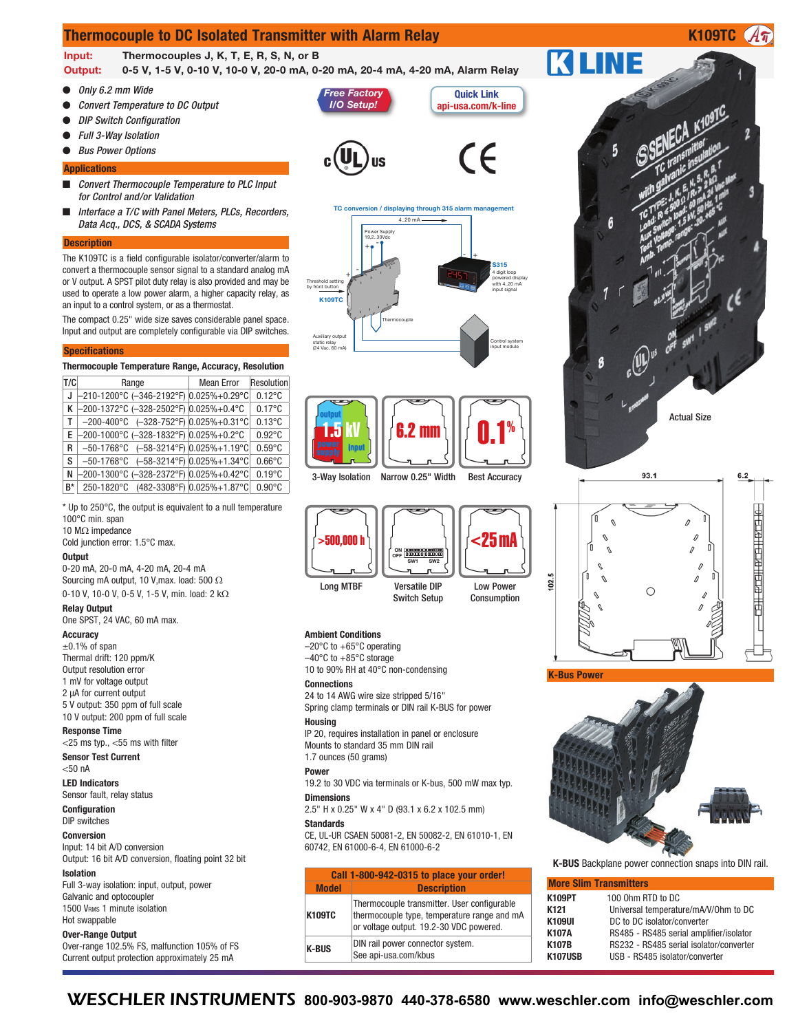# Thermocouple to DC Isolated Transmitter with Alarm Relay

**K109TC**

**Input:** Thermocouples J, K, T, E, R, S, N, or B
**Output:** 0-5 V, 1-5 V, 0-10 V, 10-0 V, 20-0 mA, 0-20 mA, 20-4 mA, 4-20 mA, Alarm Relay

- *Only 6.2 mm Wide*
- *Convert Temperature to DC Output*
- *DIP Switch Configuration*
- *Full 3-Way Isolation*
- *Bus Power Options*

*Free Factory I/O Setup!*

Quick Link api-usa.com/k-line

## Applications

- *Convert Thermocouple Temperature to PLC Input for Control and/or Validation*
- *Interface a T/C with Panel Meters, PLCs, Recorders, Data Acq., DCS, & SCADA Systems*

## Description

The K109TC is a field configurable isolator/converter/alarm to convert a thermocouple sensor signal to a standard analog mA or V output. A SPST pilot duty relay is also provided and may be used to operate a low power alarm, a higher capacity relay, as an input to a control system, or as a thermostat.

The compact 0.25" wide size saves considerable panel space. Input and output are completely configurable via DIP switches.

## Specifications

**Thermocouple Temperature Range, Accuracy, Resolution**

| T/C | Range | Mean Error | Resolution |
|---|---|---|---|
| J | –210-1200°C (–346-2192°F) | 0.025%+0.29°C | 0.12°C |
| K | –200-1372°C (–328-2502°F) | 0.025%+0.4°C | 0.17°C |
| T | –200-400°C (–328-752°F) | 0.025%+0.31°C | 0.13°C |
| E | –200-1000°C (–328-1832°F) | 0.025%+0.2°C | 0.92°C |
| R | –50-1768°C (–58-3214°F) | 0.025%+1.19°C | 0.59°C |
| S | –50-1768°C (–58-3214°F) | 0.025%+1.34°C | 0.66°C |
| N | –200-1300°C (–328-2372°F) | 0.025%+0.42°C | 0.19°C |
| B* | 250-1820°C (482-3308°F) | 0.025%+1.87°C | 0.90°C |

\* Up to 250°C, the output is equivalent to a null temperature
100°C min. span
10 MΩ impedance
Cold junction error: 1.5°C max.

**Output**
0-20 mA, 20-0 mA, 4-20 mA, 20-4 mA
Sourcing mA output, 10 V,max. load: 500 Ω
0-10 V, 10-0 V, 0-5 V, 1-5 V, min. load: 2 kΩ

**Relay Output**
One SPST, 24 VAC, 60 mA max.

**Accuracy**
±0.1% of span
Thermal drift: 120 ppm/K
Output resolution error
1 mV for voltage output
2 µA for current output
5 V output: 350 ppm of full scale
10 V output: 200 ppm of full scale

**Response Time**
<25 ms typ., <55 ms with filter

**Sensor Test Current**
<50 nA

**LED Indicators**
Sensor fault, relay status

**Configuration**
DIP switches

**Conversion**
Input: 14 bit A/D conversion
Output: 16 bit A/D conversion, floating point 32 bit

**Isolation**
Full 3-way isolation: input, output, power
Galvanic and optocoupler
1500 $V_{RMS}$ 1 minute isolation
Hot swappable

**Over-Range Output**
Over-range 102.5% FS, malfunction 105% of FS
Current output protection approximately 25 mA

TC conversion / displaying through 315 alarm management

3-Way Isolation — Narrow 0.25" Width — Best Accuracy

Long MTBF — Versatile DIP Switch Setup — Low Power Consumption

**Ambient Conditions**
–20°C to +65°C operating
–40°C to +85°C storage
10 to 90% RH at 40°C non-condensing

**Connections**
24 to 14 AWG wire size stripped 5/16"
Spring clamp terminals or DIN rail K-BUS for power

**Housing**
IP 20, requires installation in panel or enclosure
Mounts to standard 35 mm DIN rail
1.7 ounces (50 grams)

**Power**
19.2 to 30 VDC via terminals or K-bus, 500 mW max typ.

**Dimensions**
2.5" H x 0.25" W x 4" D (93.1 x 6.2 x 102.5 mm)

**Standards**
CE, UL-UR CSAEN 50081-2, EN 50082-2, EN 61010-1, EN 60742, EN 61000-6-4, EN 61000-6-2

**Call 1-800-942-0315 to place your order!**

| Model | Description |
|---|---|
| K109TC | Thermocouple transmitter. User configurable thermocouple type, temperature range and mA or voltage output. 19.2-30 VDC powered. |
| K-BUS | DIN rail power connector system. See api-usa.com/kbus |

Actual Size

## K-Bus Power

**K-BUS** Backplane power connection snaps into DIN rail.

## More Slim Transmitters

| | |
|---|---|
| **K109PT** | 100 Ohm RTD to DC |
| **K121** | Universal temperature/mA/V/Ohm to DC |
| **K109UI** | DC to DC isolator/converter |
| **K107A** | RS485 - RS485 serial amplifier/isolator |
| **K107B** | RS232 - RS485 serial isolator/converter |
| **K107USB** | USB - RS485 isolator/converter |

WESCHLER INSTRUMENTS 800-903-9870 440-378-6580 www.weschler.com info@weschler.com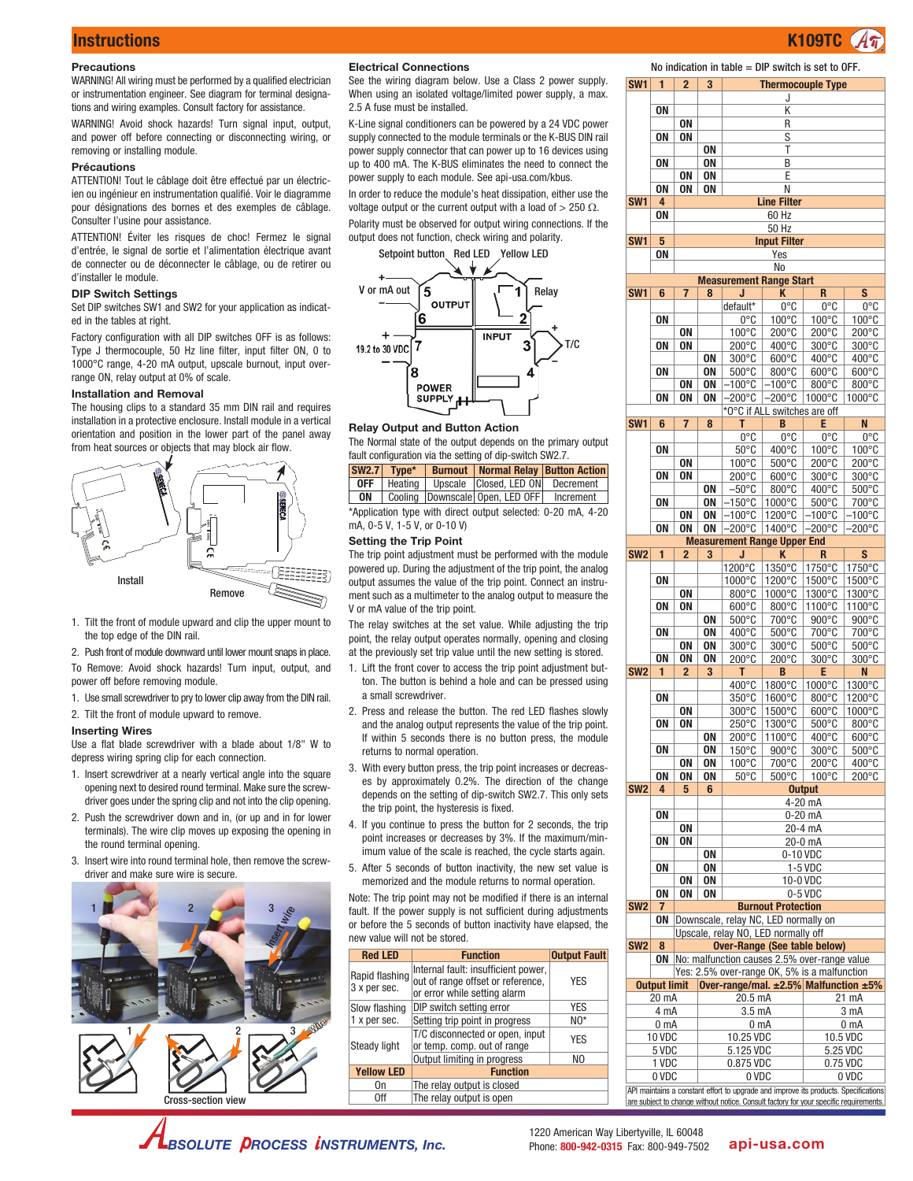### Precautions

WARNING! All wiring must be performed by a qualified electrician or instrumentation engineer. See diagram for terminal designations and wiring examples. Consult factory for assistance.

WARNING! Avoid shock hazards! Turn signal input, output, and power off before connecting or disconnecting wiring, or removing or installing module.

### Précautions

ATTENTION! Tout le câblage doit être effectué par un électricien ou ingénieur en instrumentation qualifié. Voir le diagramme pour désignations des bornes et des exemples de câblage. Consulter l'usine pour assistance.

ATTENTION! Éviter les risques de choc! Fermez le signal d'entrée, le signal de sortie et l'alimentation électrique avant de connecter ou de déconnecter le câblage, ou de retirer ou d'installer le module.

### DIP Switch Settings

Set DIP switches SW1 and SW2 for your application as indicated in the tables at right.

Factory configuration with all DIP switches OFF is as follows: Type J thermocouple, 50 Hz line filter, input filter ON, 0 to 1000°C range, 4-20 mA output, upscale burnout, input overrange ON, relay output at 0% of scale.

### Installation and Removal

The housing clips to a standard 35 mm DIN rail and requires installation in a protective enclosure. Install module in a vertical orientation and position in the lower part of the panel away from heat sources or objects that may block air flow.

Install

Remove

1. Tilt the front of module upward and clip the upper mount to the top edge of the DIN rail.
2. Push front of module downward until lower mount snaps in place.

To Remove: Avoid shock hazards! Turn input, output, and power off before removing module.

1. Use small screwdriver to pry to lower clip away from the DIN rail.
2. Tilt the front of module upward to remove.

### Inserting Wires

Use a flat blade screwdriver with a blade about 1/8" W to depress wiring spring clip for each connection.

1. Insert screwdriver at a nearly vertical angle into the square opening next to desired round terminal. Make sure the screwdriver goes under the spring clip and not into the clip opening.
2. Push the screwdriver down and in, (or up and in for lower terminals). The wire clip moves up exposing the opening in the round terminal opening.
3. Insert wire into round terminal hole, then remove the screwdriver and make sure wire is secure.

Cross-section view

### Electrical Connections

See the wiring diagram below. Use a Class 2 power supply. When using an isolated voltage/limited power supply, a max. 2.5 A fuse must be installed.

K-Line signal conditioners can be powered by a 24 VDC power supply connected to the module terminals or the K-BUS DIN rail power supply connector that can power up to 16 devices using up to 400 mA. The K-BUS eliminates the need to connect the power supply to each module. See api-usa.com/kbus.

In order to reduce the module's heat dissipation, either use the voltage output or the current output with a load of > 250 Ω.

Polarity must be observed for output wiring connections. If the output does not function, check wiring and polarity.

Setpoint button   Red LED   Yellow LED

V or mA out 5 OUTPUT 6

1 Relay 2

19.2 to 30 VDC 7 8 POWER SUPPLY

INPUT 3 4 T/C

### Relay Output and Button Action

The Normal state of the output depends on the primary output fault configuration via the setting of dip-switch SW2.7.

| SW2.7 | Type* | Burnout | Normal Relay | Button Action |
|---|---|---|---|---|
| OFF | Heating | Upscale | Closed, LED ON | Decrement |
| ON | Cooling | Downscale | Open, LED OFF | Increment |

*Application type with direct output selected: 0-20 mA, 4-20 mA, 0-5 V, 1-5 V, or 0-10 V)

### Setting the Trip Point

The trip point adjustment must be performed with the module powered up. During the adjustment of the trip point, the analog output assumes the value of the trip point. Connect an instrument such as a multimeter to the analog output to measure the V or mA value of the trip point.

The relay switches at the set value. While adjusting the trip point, the relay output operates normally, opening and closing at the previously set trip value until the new setting is stored.

1. Lift the front cover to access the trip point adjustment button. The button is behind a hole and can be pressed using a small screwdriver.
2. Press and release the button. The red LED flashes slowly and the analog output represents the value of the trip point. If within 5 seconds there is no button press, the module returns to normal operation.
3. With every button press, the trip point increases or decreases by approximately 0.2%. The direction of the change depends on the setting of dip-switch SW2.7. This only sets the trip point, the hysteresis is fixed.
4. If you continue to press the button for 2 seconds, the trip point increases or decreases by 3%. If the maximum/minimum value of the scale is reached, the cycle starts again.
5. After 5 seconds of button inactivity, the new set value is memorized and the module returns to normal operation.

Note: The trip point may not be modified if there is an internal fault. If the power supply is not sufficient during adjustments or before the 5 seconds of button inactivity have elapsed, the new value will not be stored.

| Red LED | Function | Output Fault |
|---|---|---|
| Rapid flashing 3 x per sec. | Internal fault: insufficient power, out of range offset or reference, or error while setting alarm | YES |
| Slow flashing 1 x per sec. | DIP switch setting error | YES |
| | Setting trip point in progress | NO* |
| Steady light | T/C disconnected or open, input or temp. comp. out of range | YES |
| | Output limiting in progress | NO |
| **Yellow LED** | **Function** | |
| On | The relay output is closed | |
| Off | The relay output is open | |

No indication in table = DIP switch is set to OFF.

| SW1 | 1 | 2 | 3 | Thermocouple Type |
|---|---|---|---|---|
| | | | | J |
| | ON | | | K |
| | | ON | | R |
| | ON | ON | | S |
| | | | ON | T |
| | ON | | ON | B |
| | | ON | ON | E |
| | ON | ON | ON | N |

| SW1 | 4 | Line Filter |
|---|---|---|
| | ON | 60 Hz |
| | | 50 Hz |

| SW1 | 5 | Input Filter |
|---|---|---|
| | ON | Yes |
| | | No |

**Measurement Range Start**

| SW1 | 6 | 7 | 8 | J | K | R | S |
|---|---|---|---|---|---|---|---|
| | | | | default* | 0°C | 0°C | 0°C |
| | ON | | | 0°C | 100°C | 100°C | 100°C |
| | | ON | | 100°C | 200°C | 200°C | 200°C |
| | ON | ON | | 200°C | 400°C | 300°C | 300°C |
| | | | ON | 300°C | 600°C | 400°C | 400°C |
| | ON | | ON | 500°C | 800°C | 600°C | 600°C |
| | | ON | ON | –100°C | –100°C | 800°C | 800°C |
| | ON | ON | ON | –200°C | –200°C | 1000°C | 1000°C |

*0°C if ALL switches are off

| SW1 | 6 | 7 | 8 | T | B | E | N |
|---|---|---|---|---|---|---|---|
| | | | | 0°C | 0°C | 0°C | 0°C |
| | ON | | | 50°C | 400°C | 100°C | 100°C |
| | | ON | | 100°C | 500°C | 200°C | 200°C |
| | ON | ON | | 200°C | 600°C | 300°C | 300°C |
| | | | ON | –50°C | 800°C | 400°C | 500°C |
| | ON | | ON | –150°C | 1000°C | 500°C | 700°C |
| | | ON | ON | –100°C | 1200°C | –100°C | –100°C |
| | ON | ON | ON | –200°C | 1400°C | –200°C | –200°C |

**Measurement Range Upper End**

| SW2 | 1 | 2 | 3 | J | K | R | S |
|---|---|---|---|---|---|---|---|
| | | | | 1200°C | 1350°C | 1750°C | 1750°C |
| | ON | | | 1000°C | 1200°C | 1500°C | 1500°C |
| | | ON | | 800°C | 1000°C | 1300°C | 1300°C |
| | ON | ON | | 600°C | 800°C | 1100°C | 1100°C |
| | | | ON | 500°C | 700°C | 900°C | 900°C |
| | ON | | ON | 400°C | 500°C | 700°C | 700°C |
| | | ON | ON | 300°C | 300°C | 500°C | 500°C |
| | ON | ON | ON | 200°C | 200°C | 300°C | 300°C |

| SW2 | 1 | 2 | 3 | T | B | E | N |
|---|---|---|---|---|---|---|---|
| | | | | 400°C | 1800°C | 1000°C | 1300°C |
| | ON | | | 350°C | 1600°C | 800°C | 1200°C |
| | | ON | | 300°C | 1500°C | 600°C | 1000°C |
| | ON | ON | | 250°C | 1300°C | 500°C | 800°C |
| | | | ON | 200°C | 1100°C | 400°C | 600°C |
| | ON | | ON | 150°C | 900°C | 300°C | 500°C |
| | | ON | ON | 100°C | 700°C | 200°C | 400°C |
| | ON | ON | ON | 50°C | 500°C | 100°C | 200°C |

| SW2 | 4 | 5 | 6 | Output |
|---|---|---|---|---|
| | | | | 4-20 mA |
| | ON | | | 0-20 mA |
| | | ON | | 20-4 mA |
| | ON | ON | | 20-0 mA |
| | | | ON | 0-10 VDC |
| | ON | | ON | 1-5 VDC |
| | | ON | ON | 10-0 VDC |
| | ON | ON | ON | 0-5 VDC |

| SW2 | 7 | Burnout Protection |
|---|---|---|
| | ON | Downscale, relay NC, LED normally on |
| | | Upscale, relay NO, LED normally off |

| SW2 | 8 | Over-Range (See table below) |
|---|---|---|
| | ON | No: malfunction causes 2.5% over-range value |
| | | Yes: 2.5% over-range OK, 5% is a malfunction |

| Output limit | Over-range/mal. ±2.5% | Malfunction ±5% |
|---|---|---|
| 20 mA | 20.5 mA | 21 mA |
| 4 mA | 3.5 mA | 3 mA |
| 0 mA | 0 mA | 0 mA |
| 10 VDC | 10.25 VDC | 10.5 VDC |
| 5 VDC | 5.125 VDC | 5.25 VDC |
| 1 VDC | 0.875 VDC | 0.75 VDC |
| 0 VDC | 0 VDC | 0 VDC |

API maintains a constant effort to upgrade and improve its products. Specifications are subject to change without notice. Consult factory for your specific requirements.